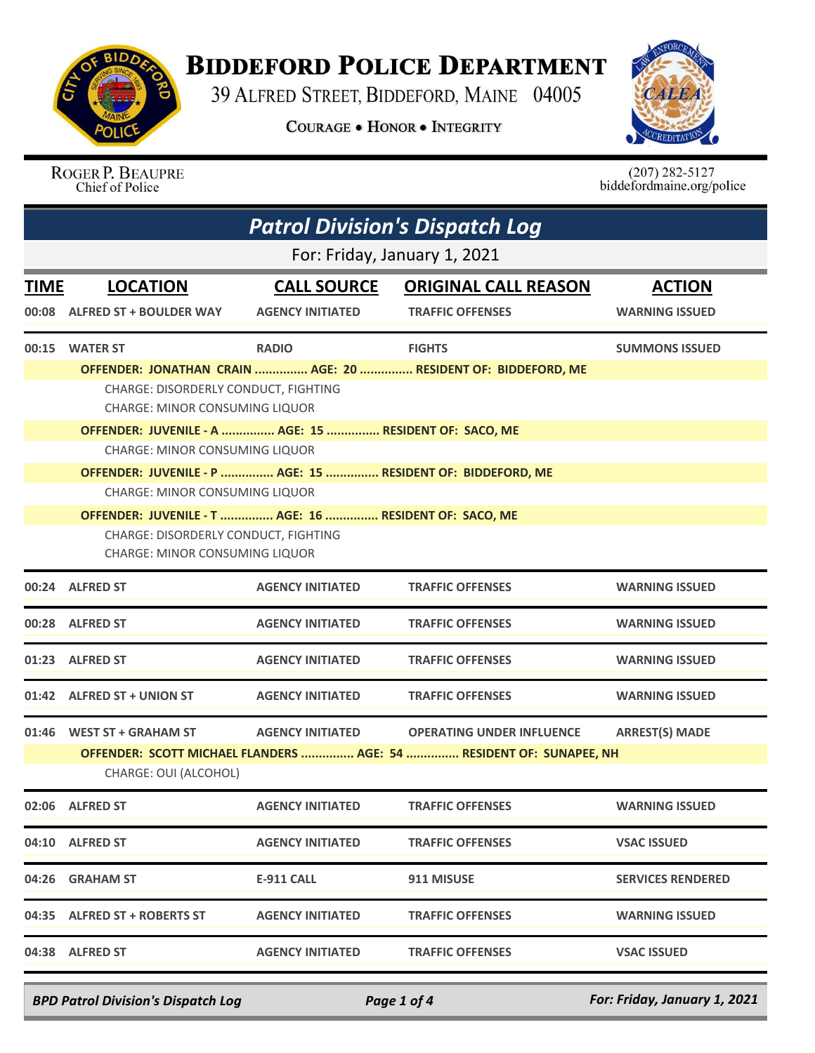# BIDDEFORD POLICE DEPARTMENT

39 ALFRED STREET, BIDDEFORD, MAINE 04005

COURAGE • HONOR • INTEGRITY

ROGER P. BEAUPRE
Chief of Police

(207) 282-5127
biddefordmaine.org/police

## *Patrol Division's Dispatch Log*

For: Friday, January 1, 2021

| TIME | LOCATION | CALL SOURCE | ORIGINAL CALL REASON | ACTION |
|---|---|---|---|---|
| 00:08 | ALFRED ST + BOULDER WAY | AGENCY INITIATED | TRAFFIC OFFENSES | WARNING ISSUED |
| 00:15 | WATER ST | RADIO | FIGHTS | SUMMONS ISSUED |

OFFENDER: JONATHAN CRAIN ............... AGE: 20 ............... RESIDENT OF: BIDDEFORD, ME
CHARGE: DISORDERLY CONDUCT, FIGHTING
CHARGE: MINOR CONSUMING LIQUOR

OFFENDER: JUVENILE - A ............... AGE: 15 ............... RESIDENT OF: SACO, ME
CHARGE: MINOR CONSUMING LIQUOR

OFFENDER: JUVENILE - P ............... AGE: 15 ............... RESIDENT OF: BIDDEFORD, ME
CHARGE: MINOR CONSUMING LIQUOR

OFFENDER: JUVENILE - T ............... AGE: 16 ............... RESIDENT OF: SACO, ME
CHARGE: DISORDERLY CONDUCT, FIGHTING
CHARGE: MINOR CONSUMING LIQUOR

| TIME | LOCATION | CALL SOURCE | ORIGINAL CALL REASON | ACTION |
|---|---|---|---|---|
| 00:24 | ALFRED ST | AGENCY INITIATED | TRAFFIC OFFENSES | WARNING ISSUED |
| 00:28 | ALFRED ST | AGENCY INITIATED | TRAFFIC OFFENSES | WARNING ISSUED |
| 01:23 | ALFRED ST | AGENCY INITIATED | TRAFFIC OFFENSES | WARNING ISSUED |
| 01:42 | ALFRED ST + UNION ST | AGENCY INITIATED | TRAFFIC OFFENSES | WARNING ISSUED |
| 01:46 | WEST ST + GRAHAM ST | AGENCY INITIATED | OPERATING UNDER INFLUENCE | ARREST(S) MADE |

OFFENDER: SCOTT MICHAEL FLANDERS ............... AGE: 54 ............... RESIDENT OF: SUNAPEE, NH
CHARGE: OUI (ALCOHOL)

| TIME | LOCATION | CALL SOURCE | ORIGINAL CALL REASON | ACTION |
|---|---|---|---|---|
| 02:06 | ALFRED ST | AGENCY INITIATED | TRAFFIC OFFENSES | WARNING ISSUED |
| 04:10 | ALFRED ST | AGENCY INITIATED | TRAFFIC OFFENSES | VSAC ISSUED |
| 04:26 | GRAHAM ST | E-911 CALL | 911 MISUSE | SERVICES RENDERED |
| 04:35 | ALFRED ST + ROBERTS ST | AGENCY INITIATED | TRAFFIC OFFENSES | WARNING ISSUED |
| 04:38 | ALFRED ST | AGENCY INITIATED | TRAFFIC OFFENSES | VSAC ISSUED |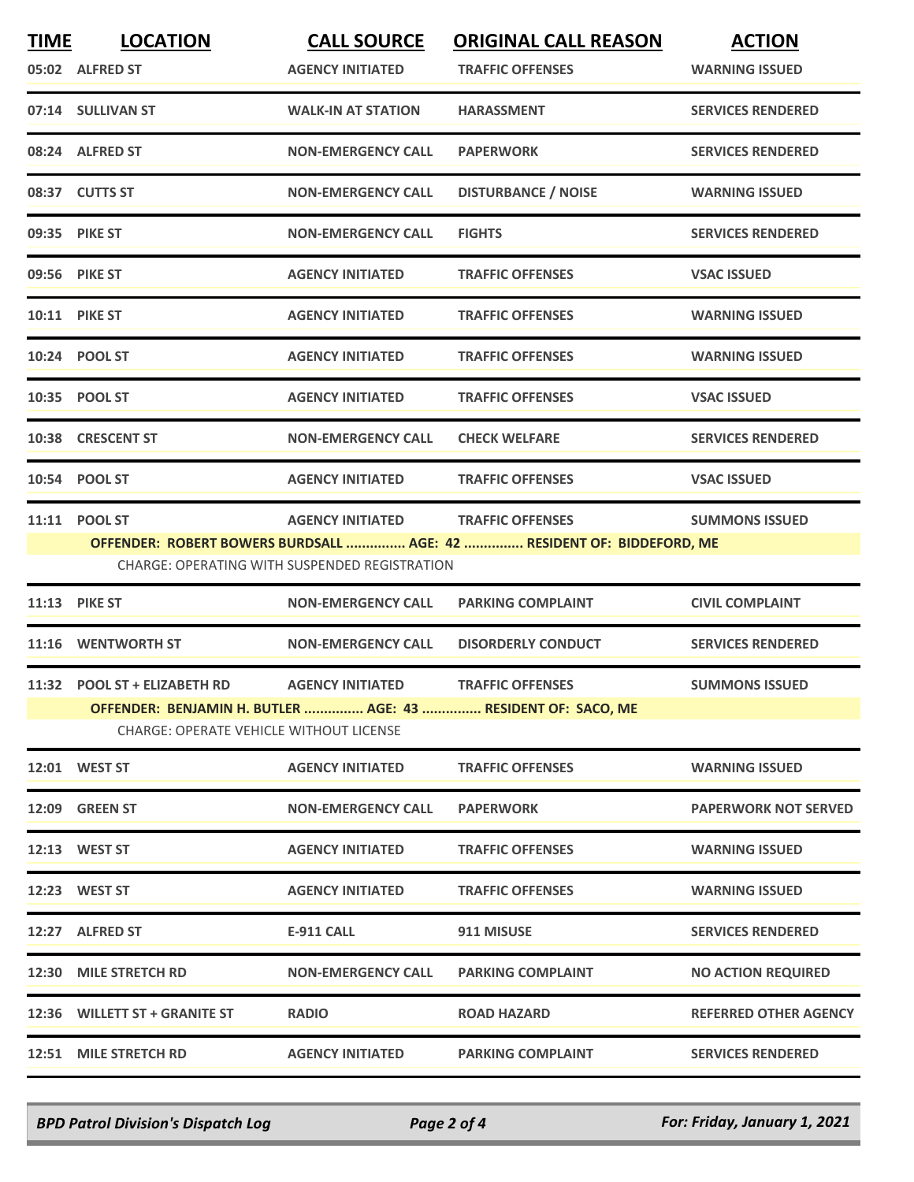| TIME | LOCATION | CALL SOURCE | ORIGINAL CALL REASON | ACTION |
|---|---|---|---|---|
| 05:02 | ALFRED ST | AGENCY INITIATED | TRAFFIC OFFENSES | WARNING ISSUED |
| 07:14 | SULLIVAN ST | WALK-IN AT STATION | HARASSMENT | SERVICES RENDERED |
| 08:24 | ALFRED ST | NON-EMERGENCY CALL | PAPERWORK | SERVICES RENDERED |
| 08:37 | CUTTS ST | NON-EMERGENCY CALL | DISTURBANCE / NOISE | WARNING ISSUED |
| 09:35 | PIKE ST | NON-EMERGENCY CALL | FIGHTS | SERVICES RENDERED |
| 09:56 | PIKE ST | AGENCY INITIATED | TRAFFIC OFFENSES | VSAC ISSUED |
| 10:11 | PIKE ST | AGENCY INITIATED | TRAFFIC OFFENSES | WARNING ISSUED |
| 10:24 | POOL ST | AGENCY INITIATED | TRAFFIC OFFENSES | WARNING ISSUED |
| 10:35 | POOL ST | AGENCY INITIATED | TRAFFIC OFFENSES | VSAC ISSUED |
| 10:38 | CRESCENT ST | NON-EMERGENCY CALL | CHECK WELFARE | SERVICES RENDERED |
| 10:54 | POOL ST | AGENCY INITIATED | TRAFFIC OFFENSES | VSAC ISSUED |
| 11:11 | POOL ST | AGENCY INITIATED | TRAFFIC OFFENSES | SUMMONS ISSUED |
| | OFFENDER: ROBERT BOWERS BURDSALL ............... AGE: 42 ............... RESIDENT OF: BIDDEFORD, ME | | | |
| | CHARGE: OPERATING WITH SUSPENDED REGISTRATION | | | |
| 11:13 | PIKE ST | NON-EMERGENCY CALL | PARKING COMPLAINT | CIVIL COMPLAINT |
| 11:16 | WENTWORTH ST | NON-EMERGENCY CALL | DISORDERLY CONDUCT | SERVICES RENDERED |
| 11:32 | POOL ST + ELIZABETH RD | AGENCY INITIATED | TRAFFIC OFFENSES | SUMMONS ISSUED |
| | OFFENDER: BENJAMIN H. BUTLER ............... AGE: 43 ............... RESIDENT OF: SACO, ME | | | |
| | CHARGE: OPERATE VEHICLE WITHOUT LICENSE | | | |
| 12:01 | WEST ST | AGENCY INITIATED | TRAFFIC OFFENSES | WARNING ISSUED |
| 12:09 | GREEN ST | NON-EMERGENCY CALL | PAPERWORK | PAPERWORK NOT SERVED |
| 12:13 | WEST ST | AGENCY INITIATED | TRAFFIC OFFENSES | WARNING ISSUED |
| 12:23 | WEST ST | AGENCY INITIATED | TRAFFIC OFFENSES | WARNING ISSUED |
| 12:27 | ALFRED ST | E-911 CALL | 911 MISUSE | SERVICES RENDERED |
| 12:30 | MILE STRETCH RD | NON-EMERGENCY CALL | PARKING COMPLAINT | NO ACTION REQUIRED |
| 12:36 | WILLETT ST + GRANITE ST | RADIO | ROAD HAZARD | REFERRED OTHER AGENCY |
| 12:51 | MILE STRETCH RD | AGENCY INITIATED | PARKING COMPLAINT | SERVICES RENDERED |

*BPD Patrol Division's Dispatch Log* — *For: Friday, January 1, 2021*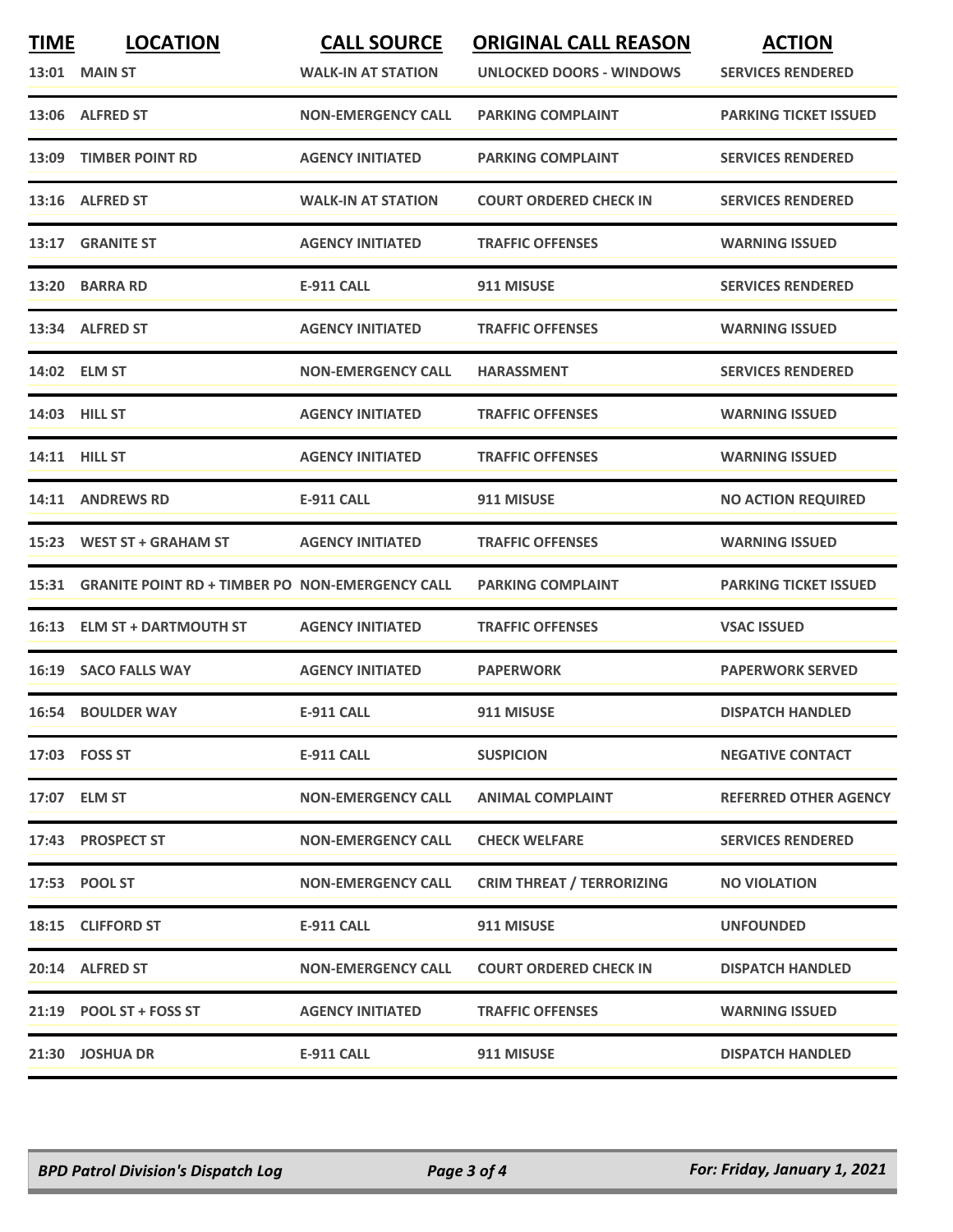| TIME | LOCATION | CALL SOURCE | ORIGINAL CALL REASON | ACTION |
|---|---|---|---|---|
| 13:01 | MAIN ST | WALK-IN AT STATION | UNLOCKED DOORS - WINDOWS | SERVICES RENDERED |
| 13:06 | ALFRED ST | NON-EMERGENCY CALL | PARKING COMPLAINT | PARKING TICKET ISSUED |
| 13:09 | TIMBER POINT RD | AGENCY INITIATED | PARKING COMPLAINT | SERVICES RENDERED |
| 13:16 | ALFRED ST | WALK-IN AT STATION | COURT ORDERED CHECK IN | SERVICES RENDERED |
| 13:17 | GRANITE ST | AGENCY INITIATED | TRAFFIC OFFENSES | WARNING ISSUED |
| 13:20 | BARRA RD | E-911 CALL | 911 MISUSE | SERVICES RENDERED |
| 13:34 | ALFRED ST | AGENCY INITIATED | TRAFFIC OFFENSES | WARNING ISSUED |
| 14:02 | ELM ST | NON-EMERGENCY CALL | HARASSMENT | SERVICES RENDERED |
| 14:03 | HILL ST | AGENCY INITIATED | TRAFFIC OFFENSES | WARNING ISSUED |
| 14:11 | HILL ST | AGENCY INITIATED | TRAFFIC OFFENSES | WARNING ISSUED |
| 14:11 | ANDREWS RD | E-911 CALL | 911 MISUSE | NO ACTION REQUIRED |
| 15:23 | WEST ST + GRAHAM ST | AGENCY INITIATED | TRAFFIC OFFENSES | WARNING ISSUED |
| 15:31 | GRANITE POINT RD + TIMBER PO | NON-EMERGENCY CALL | PARKING COMPLAINT | PARKING TICKET ISSUED |
| 16:13 | ELM ST + DARTMOUTH ST | AGENCY INITIATED | TRAFFIC OFFENSES | VSAC ISSUED |
| 16:19 | SACO FALLS WAY | AGENCY INITIATED | PAPERWORK | PAPERWORK SERVED |
| 16:54 | BOULDER WAY | E-911 CALL | 911 MISUSE | DISPATCH HANDLED |
| 17:03 | FOSS ST | E-911 CALL | SUSPICION | NEGATIVE CONTACT |
| 17:07 | ELM ST | NON-EMERGENCY CALL | ANIMAL COMPLAINT | REFERRED OTHER AGENCY |
| 17:43 | PROSPECT ST | NON-EMERGENCY CALL | CHECK WELFARE | SERVICES RENDERED |
| 17:53 | POOL ST | NON-EMERGENCY CALL | CRIM THREAT / TERRORIZING | NO VIOLATION |
| 18:15 | CLIFFORD ST | E-911 CALL | 911 MISUSE | UNFOUNDED |
| 20:14 | ALFRED ST | NON-EMERGENCY CALL | COURT ORDERED CHECK IN | DISPATCH HANDLED |
| 21:19 | POOL ST + FOSS ST | AGENCY INITIATED | TRAFFIC OFFENSES | WARNING ISSUED |
| 21:30 | JOSHUA DR | E-911 CALL | 911 MISUSE | DISPATCH HANDLED |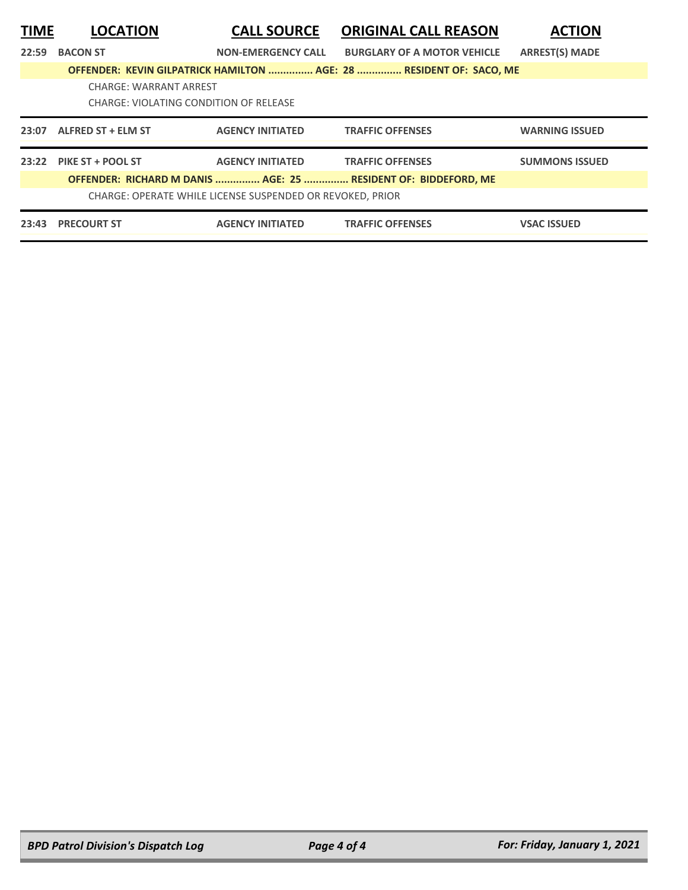| TIME | LOCATION | CALL SOURCE | ORIGINAL CALL REASON | ACTION |
| --- | --- | --- | --- | --- |
| 22:59 | BACON ST | NON-EMERGENCY CALL | BURGLARY OF A MOTOR VEHICLE | ARREST(S) MADE |
| | OFFENDER: KEVIN GILPATRICK HAMILTON ............... AGE: 28 ............... RESIDENT OF: SACO, ME | | | |
| | CHARGE: WARRANT ARREST | | | |
| | CHARGE: VIOLATING CONDITION OF RELEASE | | | |
| 23:07 | ALFRED ST + ELM ST | AGENCY INITIATED | TRAFFIC OFFENSES | WARNING ISSUED |
| 23:22 | PIKE ST + POOL ST | AGENCY INITIATED | TRAFFIC OFFENSES | SUMMONS ISSUED |
| | OFFENDER: RICHARD M DANIS ............... AGE: 25 ............... RESIDENT OF: BIDDEFORD, ME | | | |
| | CHARGE: OPERATE WHILE LICENSE SUSPENDED OR REVOKED, PRIOR | | | |
| 23:43 | PRECOURT ST | AGENCY INITIATED | TRAFFIC OFFENSES | VSAC ISSUED |